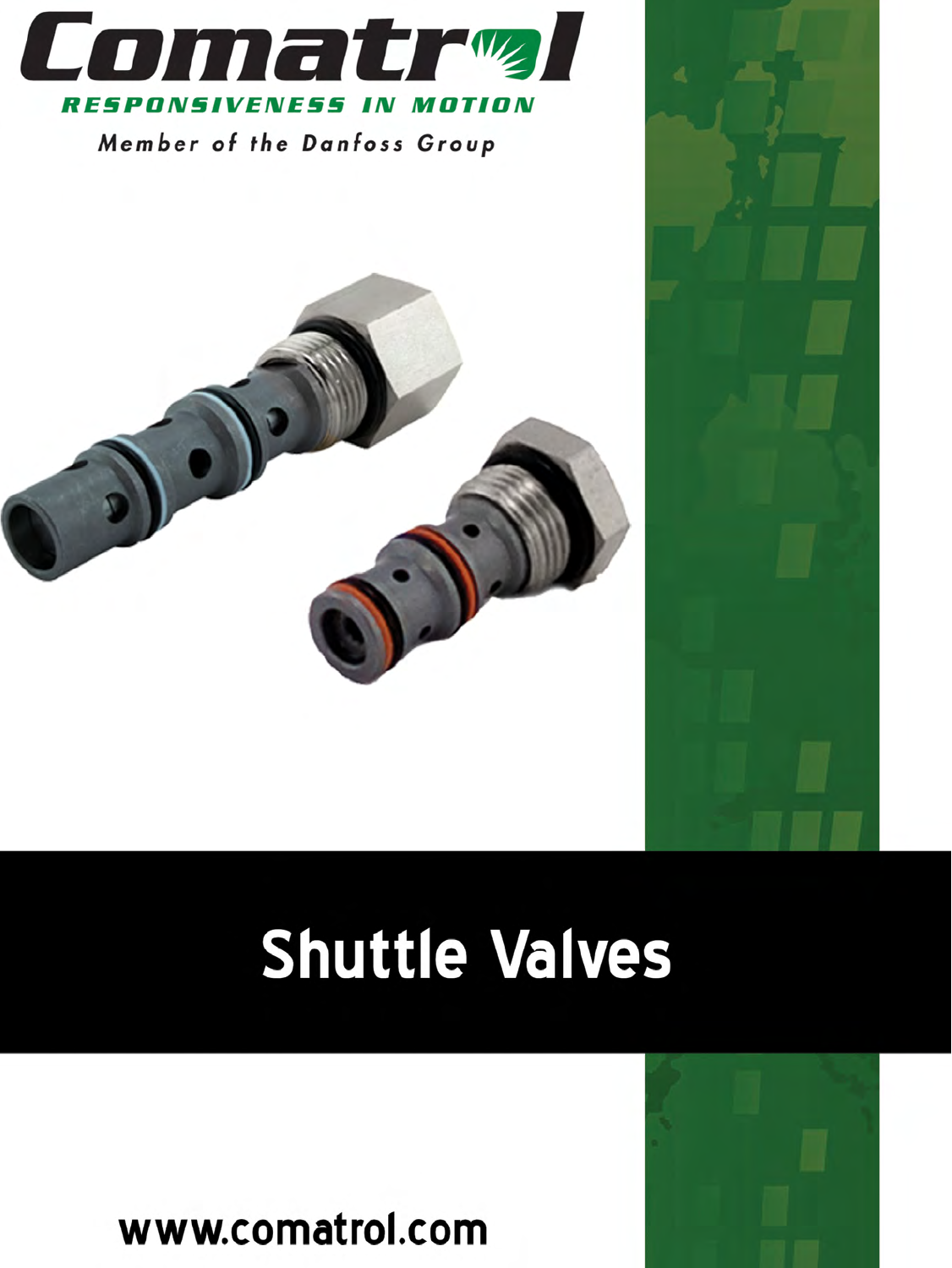# Comatrol

**RESPONSIVENESS IN MOTION**

*Member of the Danfoss Group*

# Shuttle Valves

www.comatrol.com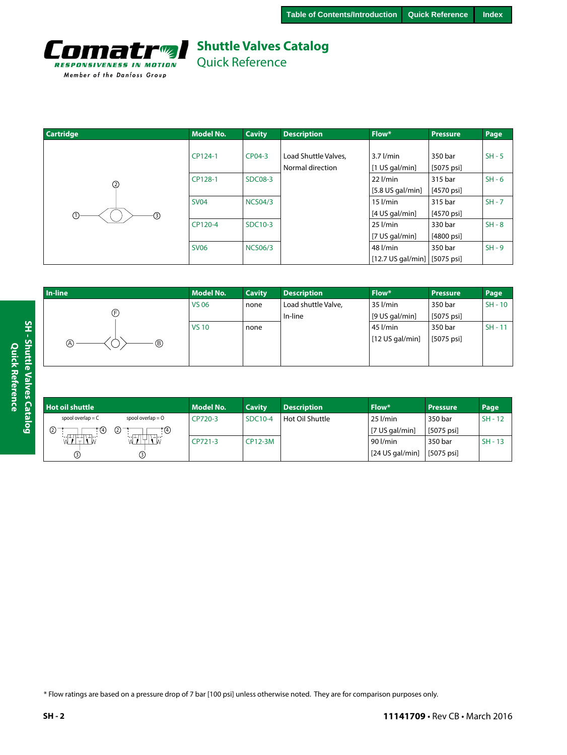# Shuttle Valves Catalog
## Quick Reference

| Cartridge | Model No. | Cavity | Description | Flow* | Pressure | Page |
|---|---|---|---|---|---|---|
| | CP124-1 | CP04-3 | Load Shuttle Valves, Normal direction | 3.7 l/min [1 US gal/min] | 350 bar [5075 psi] | SH - 5 |
| | CP128-1 | SDC08-3 | | 22 l/min [5.8 US gal/min] | 315 bar [4570 psi] | SH - 6 |
| | SV04 | NCS04/3 | | 15 l/min [4 US gal/min] | 315 bar [4570 psi] | SH - 7 |
| | CP120-4 | SDC10-3 | | 25 l/min [7 US gal/min] | 330 bar [4800 psi] | SH - 8 |
| | SV06 | NCS06/3 | | 48 l/min [12.7 US gal/min] | 350 bar [5075 psi] | SH - 9 |

| In-line | Model No. | Cavity | Description | Flow* | Pressure | Page |
|---|---|---|---|---|---|---|
| | VS 06 | none | Load shuttle Valve, In-line | 35 l/min [9 US gal/min] | 350 bar [5075 psi] | SH - 10 |
| | VS 10 | none | | 45 l/min [12 US gal/min] | 350 bar [5075 psi] | SH - 11 |

| Hot oil shuttle | Model No. | Cavity | Description | Flow* | Pressure | Page |
|---|---|---|---|---|---|---|
| spool overlap = C / spool overlap = O | CP720-3 | SDC10-4 | Hot Oil Shuttle | 25 l/min [7 US gal/min] | 350 bar [5075 psi] | SH - 12 |
| | CP721-3 | CP12-3M | | 90 l/min [24 US gal/min] | 350 bar [5075 psi] | SH - 13 |

* Flow ratings are based on a pressure drop of 7 bar [100 psi] unless otherwise noted. They are for comparison purposes only.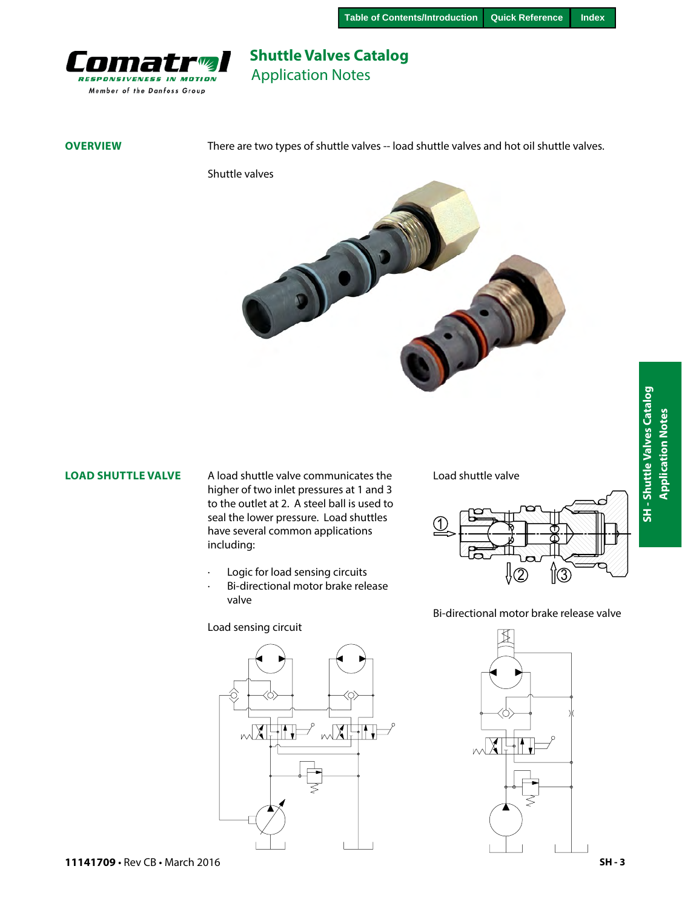# Shuttle Valves Catalog
## Application Notes

**OVERVIEW**

There are two types of shuttle valves -- load shuttle valves and hot oil shuttle valves.

Shuttle valves

**LOAD SHUTTLE VALVE**

A load shuttle valve communicates the higher of two inlet pressures at 1 and 3 to the outlet at 2. A steel ball is used to seal the lower pressure. Load shuttles have several common applications including:

- Logic for load sensing circuits
- Bi-directional motor brake release valve

Load shuttle valve

Load sensing circuit

Bi-directional motor brake release valve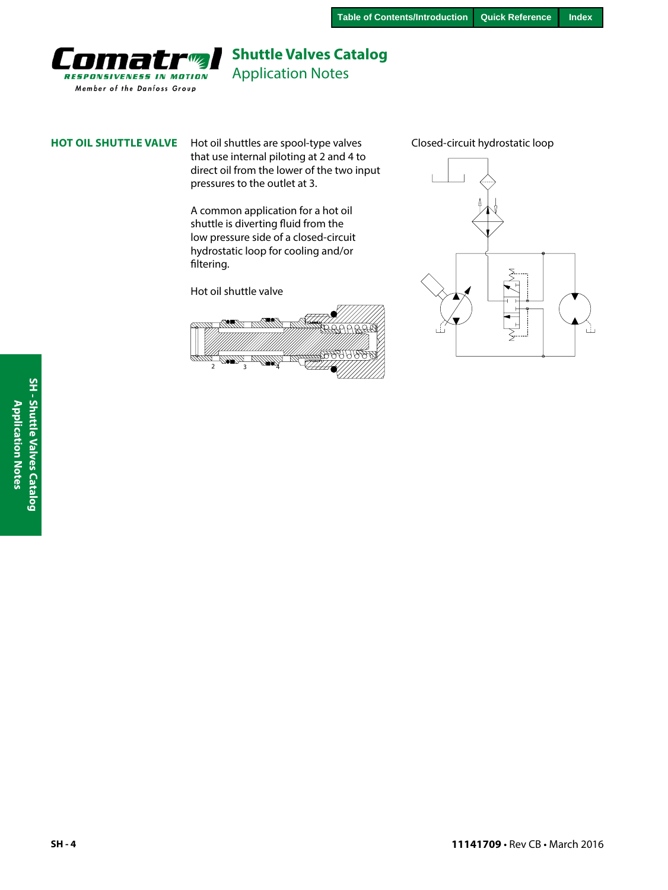## HOT OIL SHUTTLE VALVE

Hot oil shuttles are spool-type valves that use internal piloting at 2 and 4 to direct oil from the lower of the two input pressures to the outlet at 3.

A common application for a hot oil shuttle is diverting fluid from the low pressure side of a closed-circuit hydrostatic loop for cooling and/or filtering.

Hot oil shuttle valve

Closed-circuit hydrostatic loop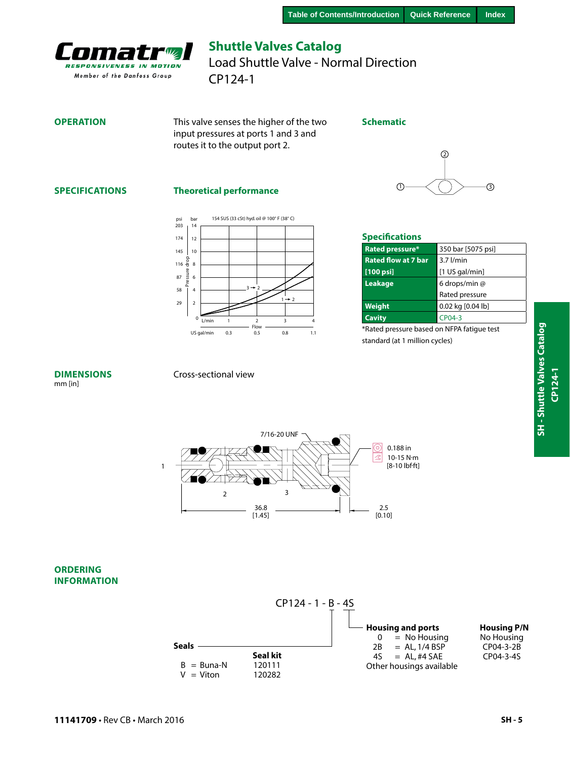# Shuttle Valves Catalog

## Load Shuttle Valve - Normal Direction

## CP124-1

### OPERATION

This valve senses the higher of the two input pressures at ports 1 and 3 and routes it to the output port 2.

### Schematic

### SPECIFICATIONS

#### Theoretical performance

154 SUS (33 cSt) hyd. oil @ 100° F (38° C)

#### Specifications

| | |
|---|---|
| **Rated pressure*** | 350 bar [5075 psi] |
| **Rated flow at 7 bar [100 psi]** | 3.7 l/min [1 US gal/min] |
| **Leakage** | 6 drops/min @ Rated pressure |
| **Weight** | 0.02 kg [0.04 lb] |
| **Cavity** | CP04-3 |

*Rated pressure based on NFPA fatigue test standard (at 1 million cycles)

### DIMENSIONS

mm [in]

Cross-sectional view

7/16-20 UNF

0.188 in
10-15 N·m
[8-10 lbf·ft]

36.8 [1.45]

2.5 [0.10]

### ORDERING INFORMATION

CP124 - 1 - B - 4S

**Seals**

| | **Seal kit** |
|---|---|
| B = Buna-N | 120111 |
| V = Viton | 120282 |

**Housing and ports**

| | **Housing P/N** |
|---|---|
| 0 = No Housing | No Housing |
| 2B = AL, 1/4 BSP | CP04-3-2B |
| 4S = AL, #4 SAE | CP04-3-4S |

Other housings available

11141709 • Rev CB • March 2016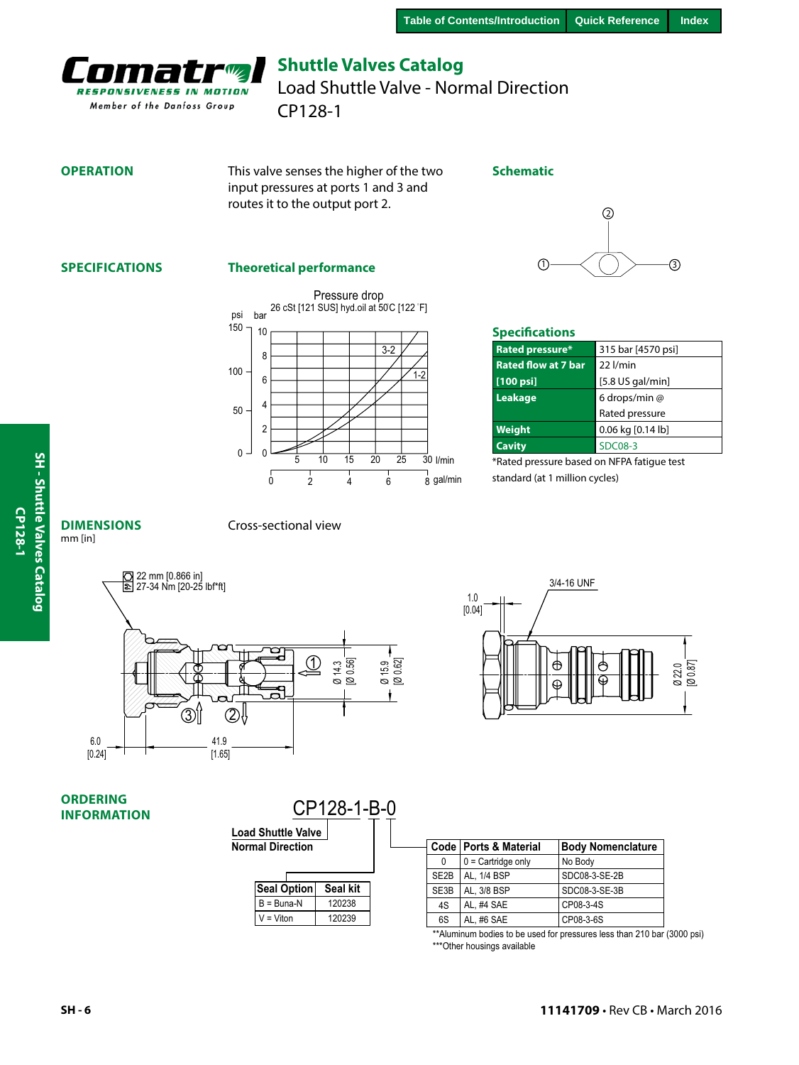# Shuttle Valves Catalog

## Load Shuttle Valve - Normal Direction

## CP128-1

### OPERATION

This valve senses the higher of the two input pressures at ports 1 and 3 and routes it to the output port 2.

### Schematic

### SPECIFICATIONS

### Theoretical performance

Pressure drop
26 cSt [121 SUS] hyd.oil at 50C [122 °F]

### Specifications

| | |
|---|---|
| **Rated pressure*** | 315 bar [4570 psi] |
| **Rated flow at 7 bar [100 psi]** | 22 l/min [5.8 US gal/min] |
| **Leakage** | 6 drops/min @ Rated pressure |
| **Weight** | 0.06 kg [0.14 lb] |
| **Cavity** | SDC08-3 |

*Rated pressure based on NFPA fatigue test standard (at 1 million cycles)

### DIMENSIONS

mm [in]

Cross-sectional view

22 mm [0.866 in]
27-34 Nm [20-25 lbf*ft]

3/4-16 UNF

### ORDERING INFORMATION

CP128-1-B-0

**Load Shuttle Valve**
**Normal Direction**

| Seal Option | Seal kit |
|---|---|
| B = Buna-N | 120238 |
| V = Viton | 120239 |

| Code | Ports & Material | Body Nomenclature |
|---|---|---|
| 0 | 0 = Cartridge only | No Body |
| SE2B | AL, 1/4 BSP | SDC08-3-SE-2B |
| SE3B | AL, 3/8 BSP | SDC08-3-SE-3B |
| 4S | AL, #4 SAE | CP08-3-4S |
| 6S | AL, #6 SAE | CP08-3-6S |

**Aluminum bodies to be used for pressures less than 210 bar (3000 psi)
***Other housings available

11141709 • Rev CB • March 2016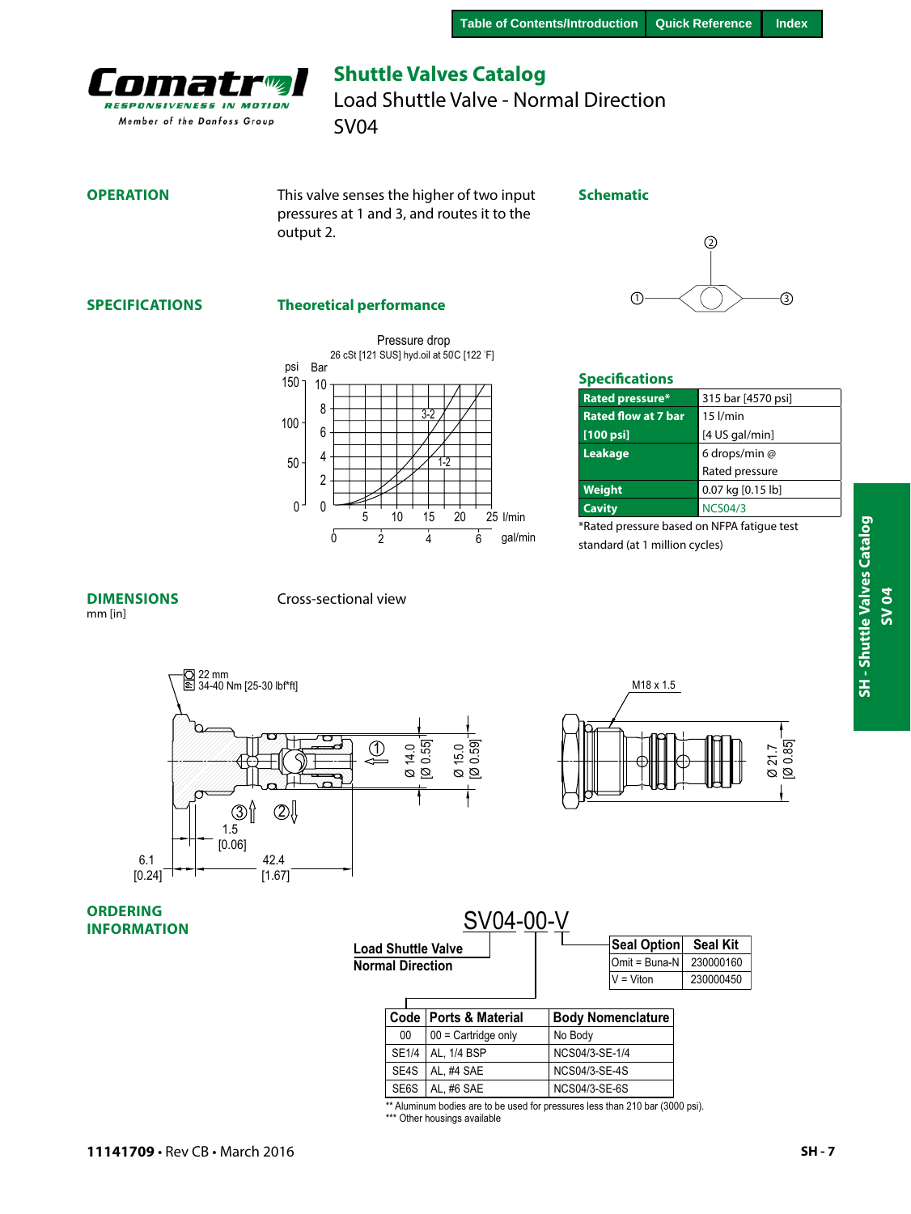# Shuttle Valves Catalog

## Load Shuttle Valve - Normal Direction

## SV04

### OPERATION

This valve senses the higher of two input pressures at 1 and 3, and routes it to the output 2.

### Schematic

### SPECIFICATIONS

#### Theoretical performance

Pressure drop
26 cSt [121 SUS] hyd.oil at 50C [122 °F]

#### Specifications

| | |
|---|---|
| **Rated pressure*** | 315 bar [4570 psi] |
| **Rated flow at 7 bar [100 psi]** | 15 l/min [4 US gal/min] |
| **Leakage** | 6 drops/min @ Rated pressure |
| **Weight** | 0.07 kg [0.15 lb] |
| **Cavity** | NCS04/3 |

*Rated pressure based on NFPA fatigue test standard (at 1 million cycles)

### DIMENSIONS

mm [in]

Cross-sectional view

### ORDERING INFORMATION

SV04-00-V

Load Shuttle Valve Normal Direction

| Seal Option | Seal Kit |
|---|---|
| Omit = Buna-N | 230000160 |
| V = Viton | 230000450 |

| Code | Ports & Material | Body Nomenclature |
|---|---|---|
| 00 | 00 = Cartridge only | No Body |
| SE1/4 | AL, 1/4 BSP | NCS04/3-SE-1/4 |
| SE4S | AL, #4 SAE | NCS04/3-SE-4S |
| SE6S | AL, #6 SAE | NCS04/3-SE-6S |

** Aluminum bodies are to be used for pressures less than 210 bar (3000 psi).
*** Other housings available

11141709 • Rev CB • March 2016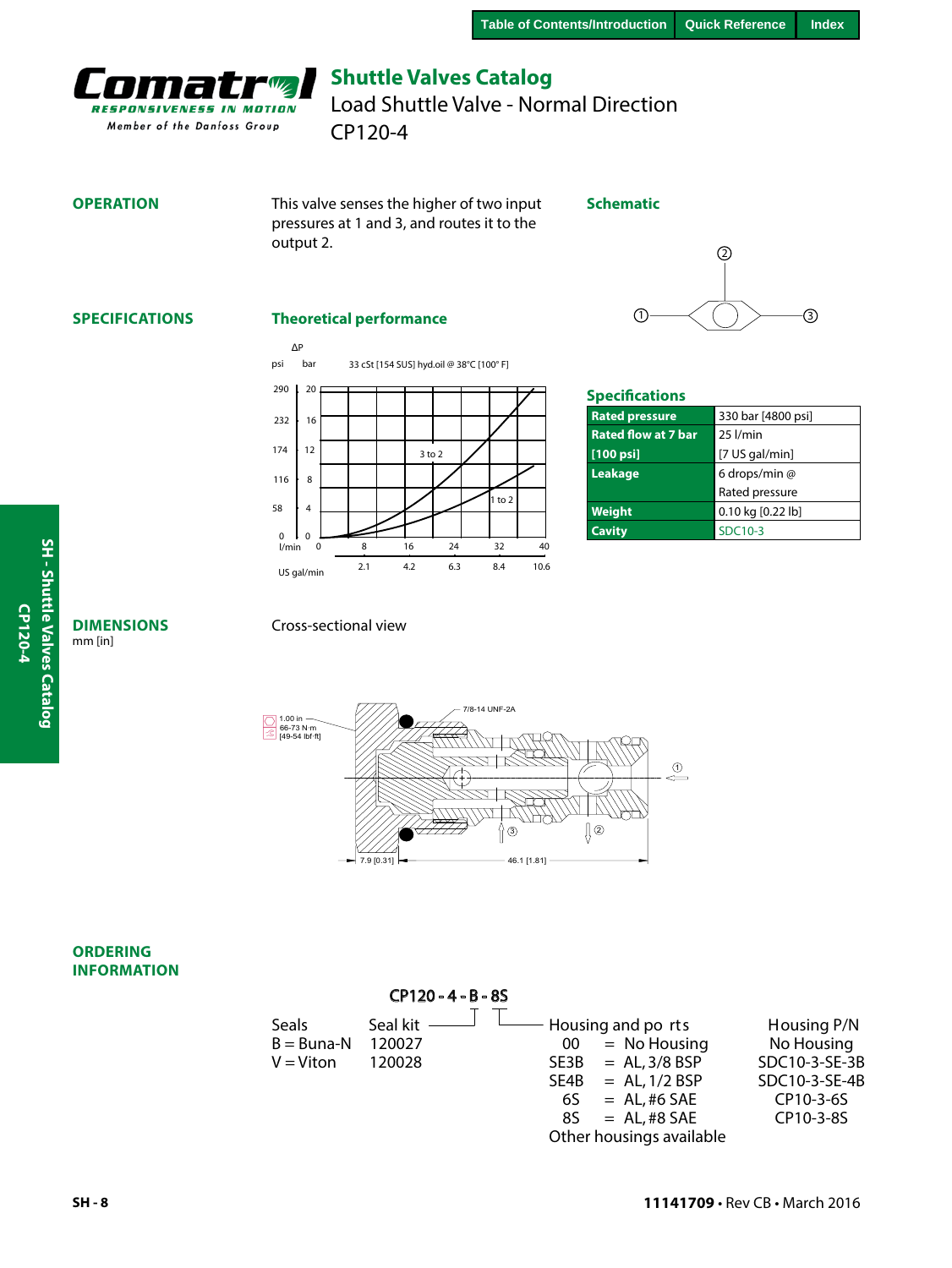# Shuttle Valves Catalog

## Load Shuttle Valve - Normal Direction

## CP120-4

### OPERATION

This valve senses the higher of two input pressures at 1 and 3, and routes it to the output 2.

### Schematic

### SPECIFICATIONS

#### Theoretical performance

ΔP

psi bar 33 cSt [154 SUS] hyd.oil @ 38°C [100° F]

| psi | bar |
|---|---|
| 290 | 20 |
| 232 | 16 |
| 174 | 12 |
| 116 | 8 |
| 58 | 4 |
| 0 | 0 |

Curves: 3 to 2; 1 to 2

| l/min | 0 | 8 | 16 | 24 | 32 | 40 |
|---|---|---|---|---|---|---|
| US gal/min | | 2.1 | 4.2 | 6.3 | 8.4 | 10.6 |

#### Specifications

| | |
|---|---|
| Rated pressure | 330 bar [4800 psi] |
| Rated flow at 7 bar [100 psi] | 25 l/min [7 US gal/min] |
| Leakage | 6 drops/min @ Rated pressure |
| Weight | 0.10 kg [0.22 lb] |
| Cavity | SDC10-3 |

### DIMENSIONS

mm [in]

Cross-sectional view

1.00 in
66-73 N·m
[49-54 lbf·ft]

7/8-14 UNF-2A

7.9 [0.31]  46.1 [1.81]

### ORDERING INFORMATION

CP120 - 4 - B - 8S

| Seals | Seal kit |
|---|---|
| B = Buna-N | 120027 |
| V = Viton | 120028 |

| Housing and ports | | Housing P/N |
|---|---|---|
| 00 | = No Housing | No Housing |
| SE3B | = AL, 3/8 BSP | SDC10-3-SE-3B |
| SE4B | = AL, 1/2 BSP | SDC10-3-SE-4B |
| 6S | = AL, #6 SAE | CP10-3-6S |
| 8S | = AL, #8 SAE | CP10-3-8S |

Other housings available

11141709 • Rev CB • March 2016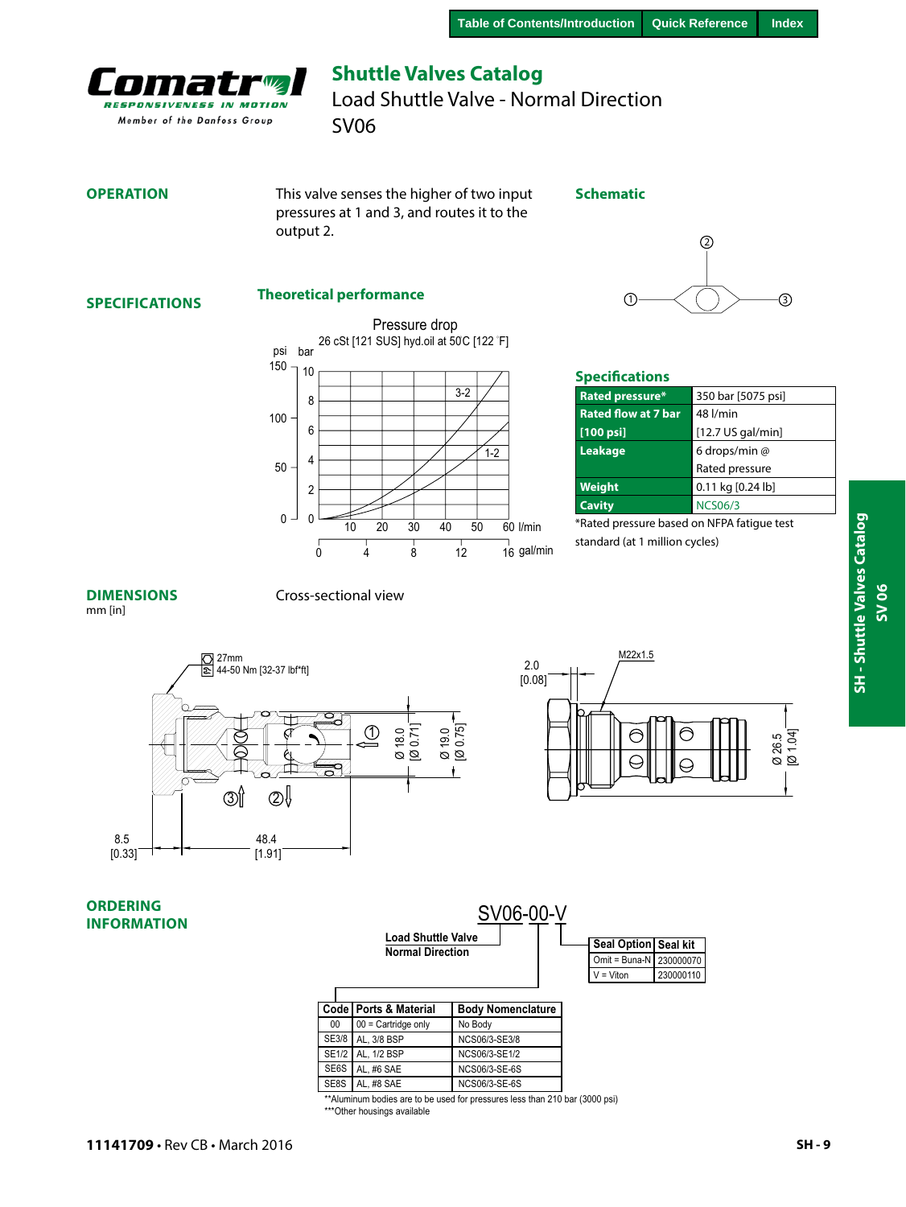# Shuttle Valves Catalog

Load Shuttle Valve - Normal Direction

SV06

## OPERATION

This valve senses the higher of two input pressures at 1 and 3, and routes it to the output 2.

### Schematic

## SPECIFICATIONS

### Theoretical performance

Pressure drop

26 cSt [121 SUS] hyd.oil at 50C [122 °F]

### Specifications

| | |
|---|---|
| **Rated pressure*** | 350 bar [5075 psi] |
| **Rated flow at 7 bar [100 psi]** | 48 l/min [12.7 US gal/min] |
| **Leakage** | 6 drops/min @ Rated pressure |
| **Weight** | 0.11 kg [0.24 lb] |
| **Cavity** | NCS06/3 |

*Rated pressure based on NFPA fatigue test standard (at 1 million cycles)

## DIMENSIONS

mm [in]

Cross-sectional view

27mm

44-50 Nm [32-37 lbf*ft]

M22x1.5

## ORDERING INFORMATION

SV06-00-V

**Load Shuttle Valve Normal Direction**

| Seal Option | Seal kit |
|---|---|
| Omit = Buna-N | 230000070 |
| V = Viton | 230000110 |

| Code | Ports & Material | Body Nomenclature |
|---|---|---|
| 00 | 00 = Cartridge only | No Body |
| SE3/8 | AL, 3/8 BSP | NCS06/3-SE3/8 |
| SE1/2 | AL, 1/2 BSP | NCS06/3-SE1/2 |
| SE6S | AL, #6 SAE | NCS06/3-SE-6S |
| SE8S | AL, #8 SAE | NCS06/3-SE-6S |

**Aluminum bodies are to be used for pressures less than 210 bar (3000 psi)

***Other housings available

11141709 • Rev CB • March 2016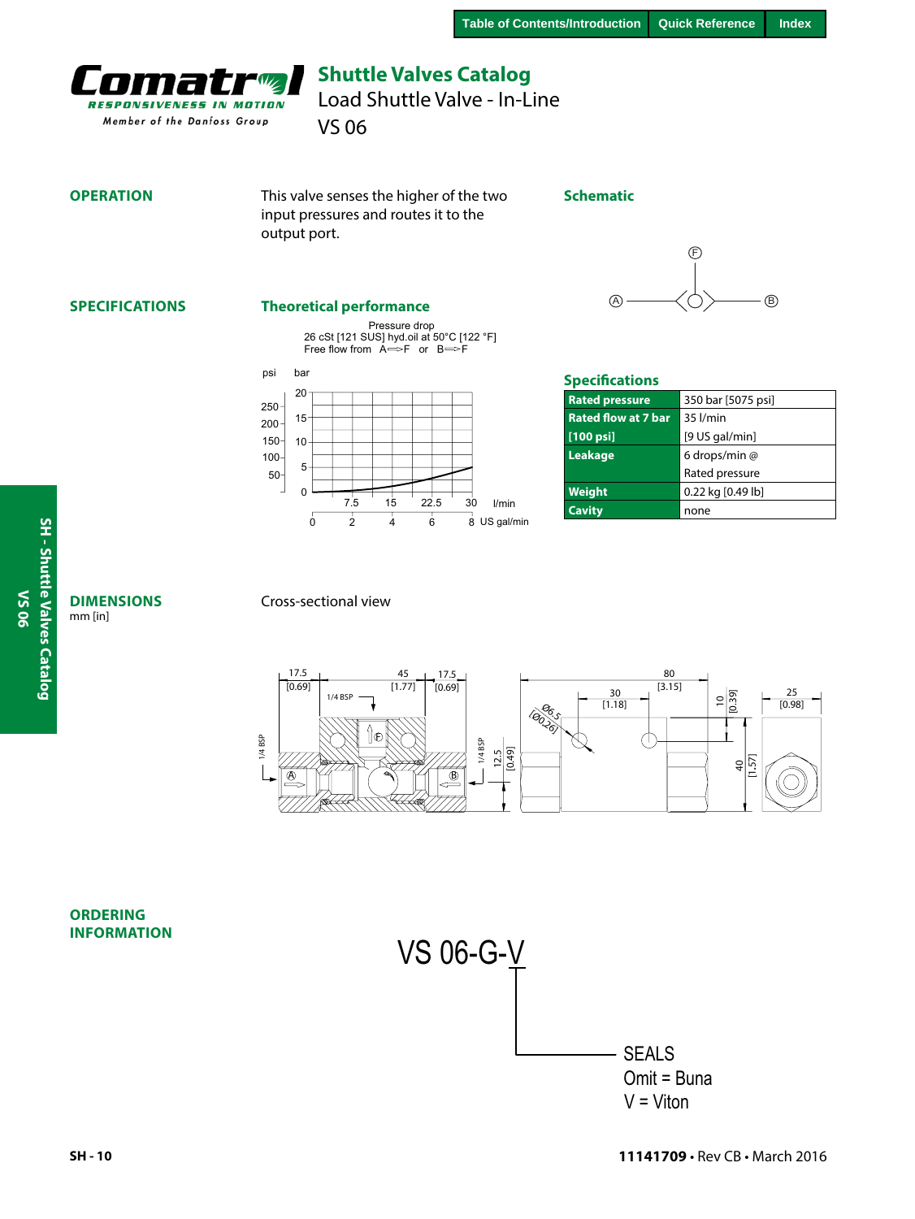# Shuttle Valves Catalog

Load Shuttle Valve - In-Line

VS 06

## OPERATION

This valve senses the higher of the two input pressures and routes it to the output port.

### Schematic

## SPECIFICATIONS

### Theoretical performance

Pressure drop
26 cSt [121 SUS] hyd.oil at 50°C [122 °F]
Free flow from A⟹F or B⟹F

### Specifications

| | |
|---|---|
| **Rated pressure** | 350 bar [5075 psi] |
| **Rated flow at 7 bar [100 psi]** | 35 l/min [9 US gal/min] |
| **Leakage** | 6 drops/min @ Rated pressure |
| **Weight** | 0.22 kg [0.49 lb] |
| **Cavity** | none |

## DIMENSIONS

mm [in]

Cross-sectional view

## ORDERING INFORMATION

VS 06-G-V

SEALS
Omit = Buna
V = Viton

11141709 • Rev CB • March 2016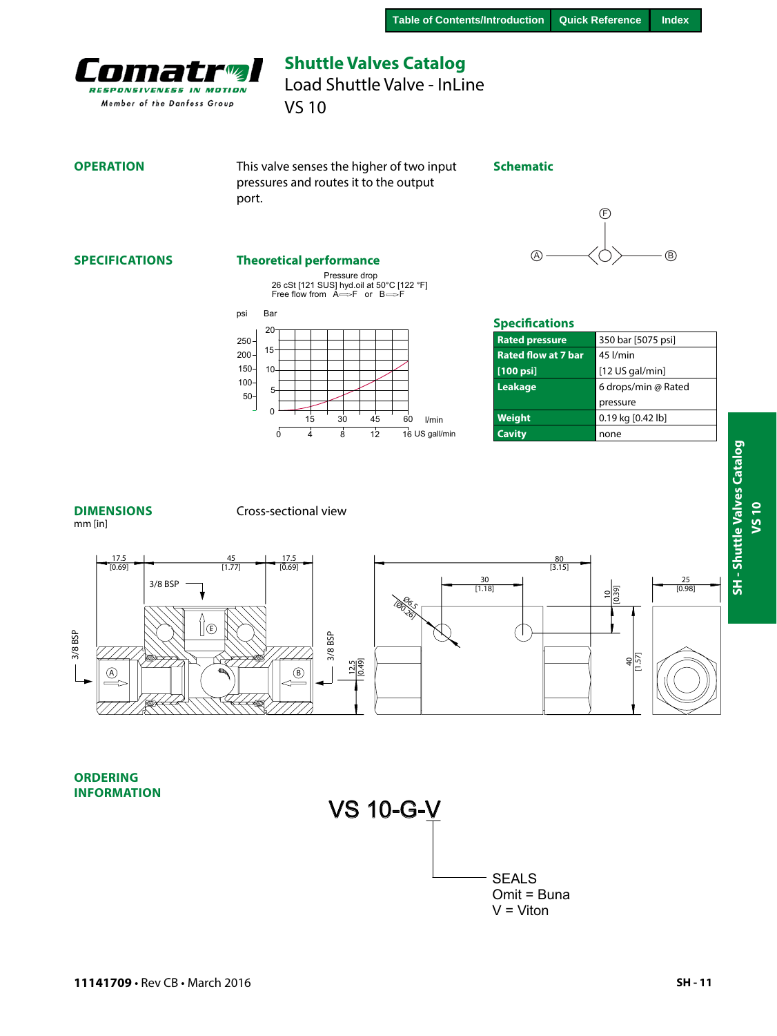# Shuttle Valves Catalog
## Load Shuttle Valve - InLine
## VS 10

## OPERATION

This valve senses the higher of two input pressures and routes it to the output port.

### Schematic

## SPECIFICATIONS

### Theoretical performance

Pressure drop
26 cSt [121 SUS] hyd.oil at 50°C [122 °F]
Free flow from A⟹F or B⟹F

### Specifications

| | |
|---|---|
| **Rated pressure** | 350 bar [5075 psi] |
| **Rated flow at 7 bar [100 psi]** | 45 l/min [12 US gal/min] |
| **Leakage** | 6 drops/min @ Rated pressure |
| **Weight** | 0.19 kg [0.42 lb] |
| **Cavity** | none |

## DIMENSIONS

mm [in]

Cross-sectional view

## ORDERING INFORMATION

VS 10-G-V

SEALS
Omit = Buna
V = Viton

**11141709** • Rev CB • March 2016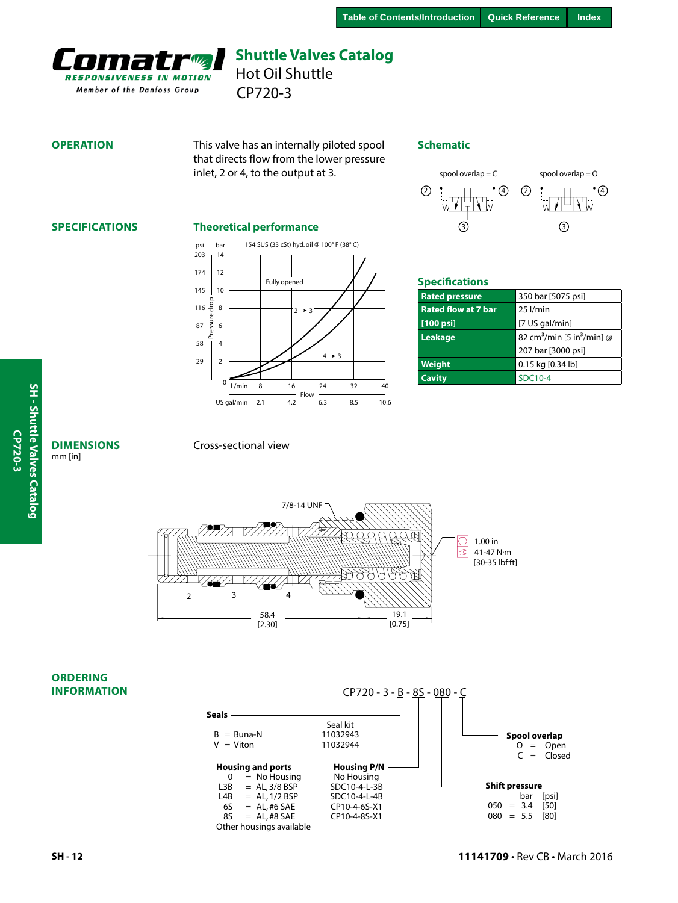# Shuttle Valves Catalog

Hot Oil Shuttle

CP720-3

## OPERATION

This valve has an internally piloted spool that directs flow from the lower pressure inlet, 2 or 4, to the output at 3.

### Schematic

spool overlap = C | spool overlap = O

## SPECIFICATIONS

### Theoretical performance

154 SUS (33 cSt) hyd. oil @ 100° F (38° C)

Pressure drop (psi / bar): 203 / 14, 174 / 12, 145 / 10, 116 / 8, 87 / 6, 58 / 4, 29 / 2, 0

Flow (L/min / US gal/min): 8 / 2.1, 16 / 4.2, 24 / 6.3, 32 / 8.5, 40 / 10.6

Fully opened; 2 → 3; 4 → 3

### Specifications

| | |
|---|---|
| **Rated pressure** | 350 bar [5075 psi] |
| **Rated flow at 7 bar [100 psi]** | 25 l/min [7 US gal/min] |
| **Leakage** | 82 $cm^3$/min [5 $in^3$/min] @ 207 bar [3000 psi] |
| **Weight** | 0.15 kg [0.34 lb] |
| **Cavity** | SDC10-4 |

## DIMENSIONS

mm [in]

Cross-sectional view

7/8-14 UNF

1.00 in
41-47 N·m
[30-35 lbf·ft]

2 3 4

58.4 [2.30]

19.1 [0.75]

## ORDERING INFORMATION

CP720 - 3 - B - 8S - 080 - C

**Seals**

| | Seal kit |
|---|---|
| B = Buna-N | 11032943 |
| V = Viton | 11032944 |

**Housing and ports**

| | | Housing P/N |
|---|---|---|
| 0 | = No Housing | No Housing |
| L3B | = AL, 3/8 BSP | SDC10-4-L-3B |
| L4B | = AL, 1/2 BSP | SDC10-4-L-4B |
| 6S | = AL, #6 SAE | CP10-4-6S-X1 |
| 8S | = AL, #8 SAE | CP10-4-8S-X1 |

Other housings available

**Spool overlap**

O = Open
C = Closed

**Shift pressure**

| | bar | [psi] |
|---|---|---|
| 050 = | 3.4 | [50] |
| 080 = | 5.5 | [80] |

**11141709** • Rev CB • March 2016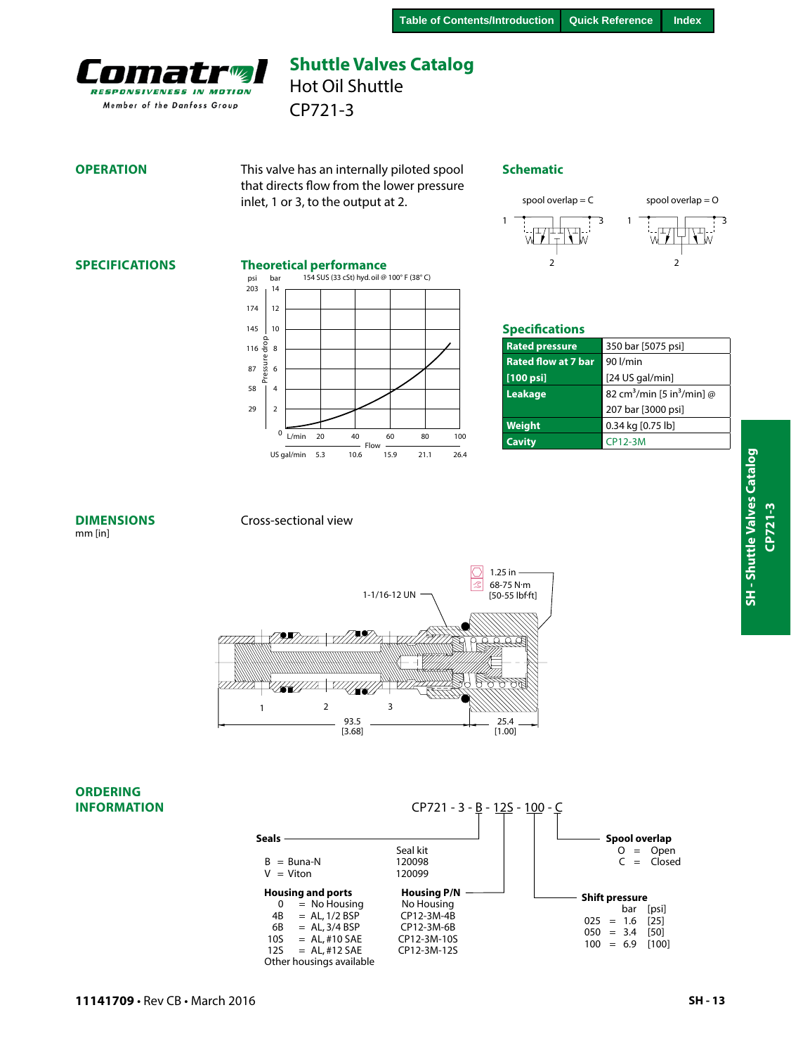Table of Contents/Introduction | Quick Reference | Index

# Shuttle Valves Catalog

## Hot Oil Shuttle

## CP721-3

### OPERATION

This valve has an internally piloted spool that directs flow from the lower pressure inlet, 1 or 3, to the output at 2.

### Schematic

spool overlap = C

spool overlap = O

### SPECIFICATIONS

#### Theoretical performance

154 SUS (33 cSt) hyd. oil @ 100° F (38° C)

| psi | bar |
|---|---|
| 203 | 14 |
| 174 | 12 |
| 145 | 10 |
| 116 | 8 |
| 87 | 6 |
| 58 | 4 |
| 29 | 2 |
| | 0 |

Pressure drop

Flow

| L/min | 20 | 40 | 60 | 80 | 100 |
|---|---|---|---|---|---|
| US gal/min | 5.3 | 10.6 | 15.9 | 21.1 | 26.4 |

#### Specifications

| | |
|---|---|
| **Rated pressure** | 350 bar [5075 psi] |
| **Rated flow at 7 bar [100 psi]** | 90 l/min [24 US gal/min] |
| **Leakage** | 82 $cm^3$/min [5 $in^3$/min] @ 207 bar [3000 psi] |
| **Weight** | 0.34 kg [0.75 lb] |
| **Cavity** | CP12-3M |

### DIMENSIONS

mm [in]

Cross-sectional view

1-1/16-12 UN

1.25 in

68-75 N·m [50-55 lbf·ft]

1, 2, 3

93.5 [3.68]

25.4 [1.00]

### ORDERING INFORMATION

CP721 - 3 - B - 12S - 100 - C

**Seals**

| | | Seal kit |
|---|---|---|
| B | = Buna-N | 120098 |
| V | = Viton | 120099 |

**Housing and ports**

| | | **Housing P/N** |
|---|---|---|
| 0 | = No Housing | No Housing |
| 4B | = AL, 1/2 BSP | CP12-3M-4B |
| 6B | = AL, 3/4 BSP | CP12-3M-6B |
| 10S | = AL, #10 SAE | CP12-3M-10S |
| 12S | = AL, #12 SAE | CP12-3M-12S |

Other housings available

**Spool overlap**

O = Open

C = Closed

**Shift pressure**

| | bar | [psi] |
|---|---|---|
| 025 | = 1.6 | [25] |
| 050 | = 3.4 | [50] |
| 100 | = 6.9 | [100] |

11141709 • Rev CB • March 2016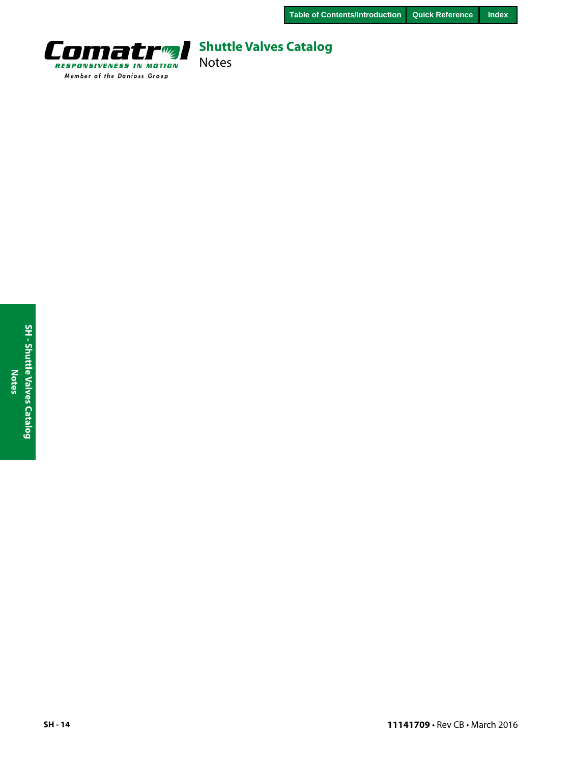# Shuttle Valves Catalog

## Notes